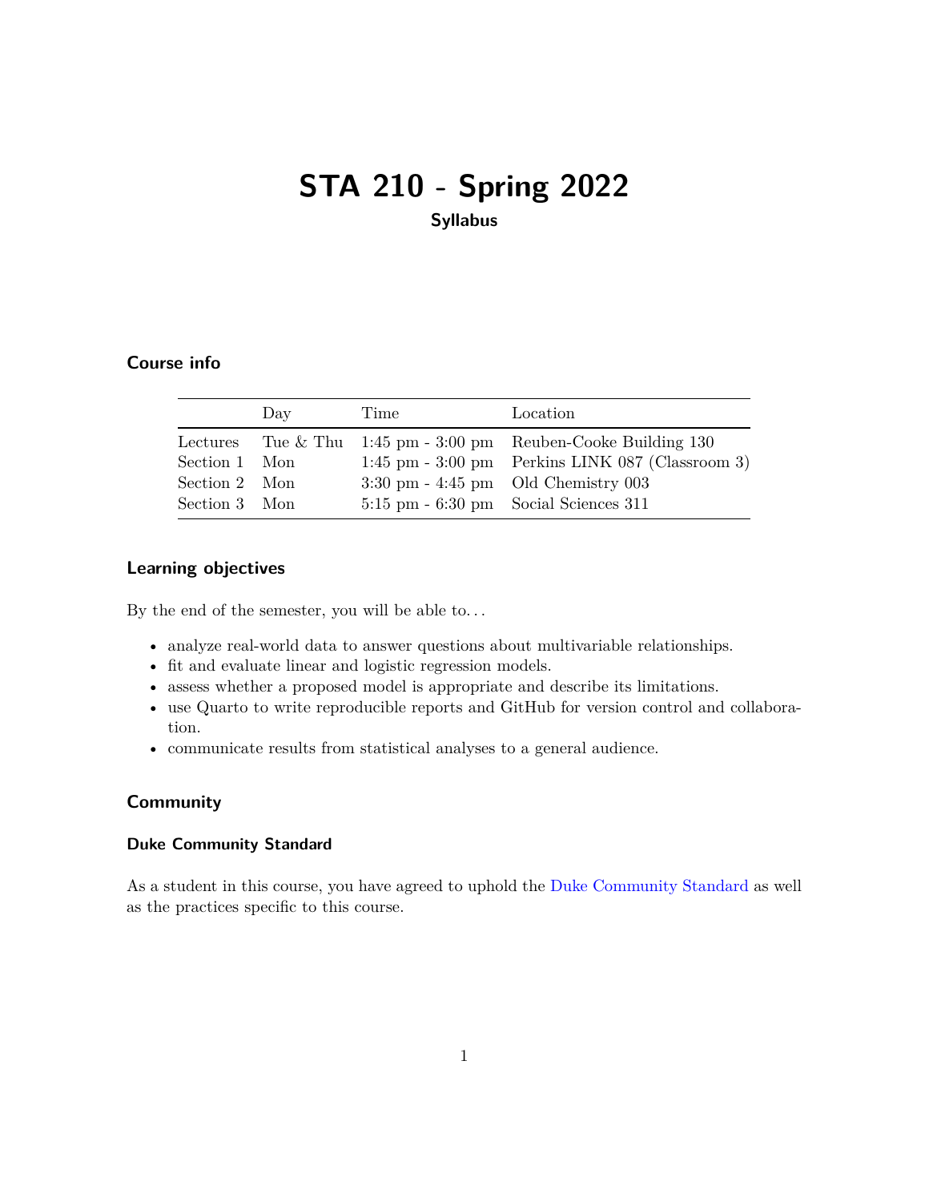# STA 210 - Spring 2022

**Syllabus**

## Course info

| | Day | Time | Location |
|---|---|---|---|
| Lectures | Tue & Thu | 1:45 pm - 3:00 pm | Reuben-Cooke Building 130 |
| Section 1 | Mon | 1:45 pm - 3:00 pm | Perkins LINK 087 (Classroom 3) |
| Section 2 | Mon | 3:30 pm - 4:45 pm | Old Chemistry 003 |
| Section 3 | Mon | 5:15 pm - 6:30 pm | Social Sciences 311 |

## Learning objectives

By the end of the semester, you will be able to…

- analyze real-world data to answer questions about multivariable relationships.
- fit and evaluate linear and logistic regression models.
- assess whether a proposed model is appropriate and describe its limitations.
- use Quarto to write reproducible reports and GitHub for version control and collaboration.
- communicate results from statistical analyses to a general audience.

## Community

### Duke Community Standard

As a student in this course, you have agreed to uphold the Duke Community Standard as well as the practices specific to this course.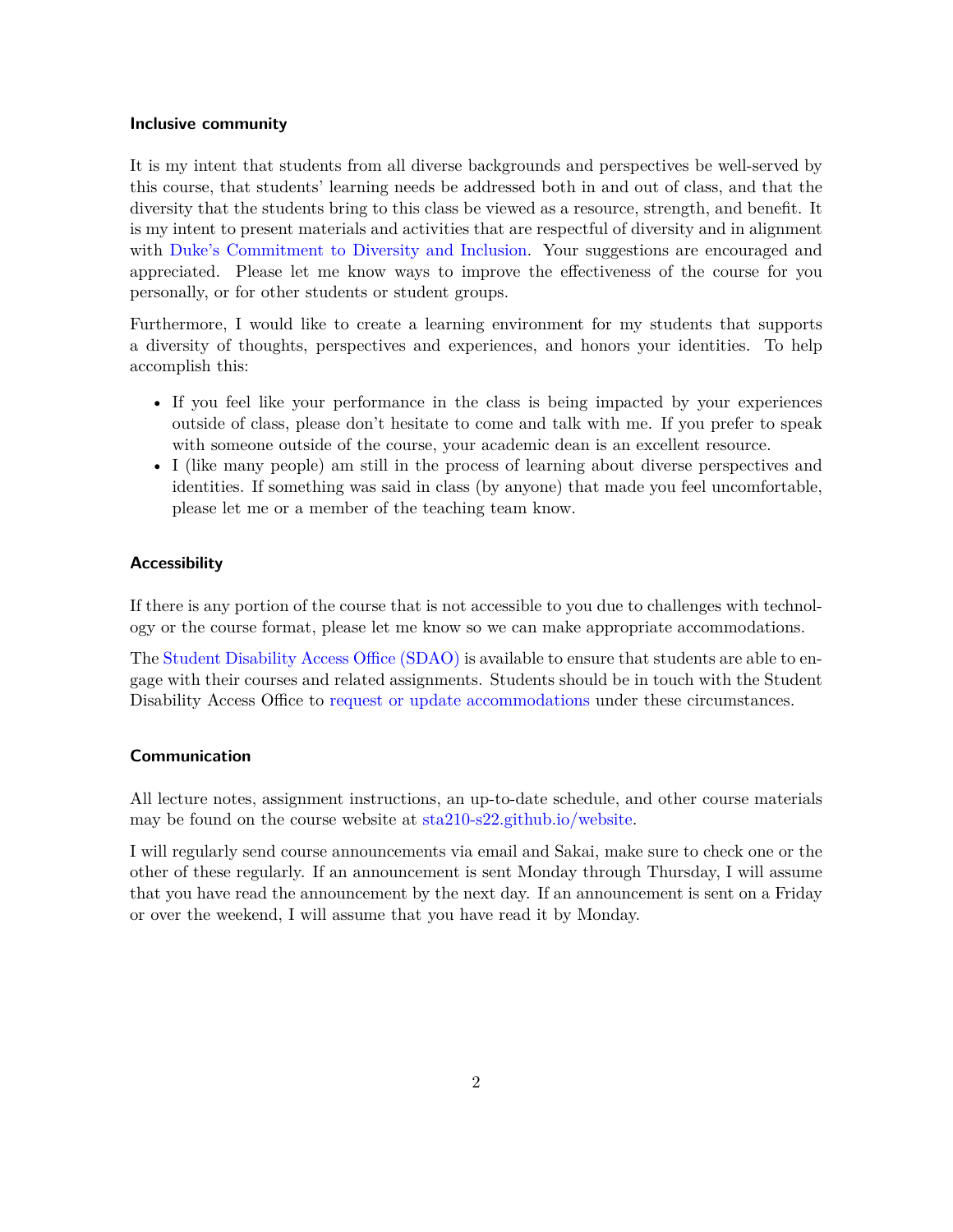### Inclusive community

It is my intent that students from all diverse backgrounds and perspectives be well-served by this course, that students' learning needs be addressed both in and out of class, and that the diversity that the students bring to this class be viewed as a resource, strength, and benefit. It is my intent to present materials and activities that are respectful of diversity and in alignment with Duke's Commitment to Diversity and Inclusion. Your suggestions are encouraged and appreciated. Please let me know ways to improve the effectiveness of the course for you personally, or for other students or student groups.

Furthermore, I would like to create a learning environment for my students that supports a diversity of thoughts, perspectives and experiences, and honors your identities. To help accomplish this:

- If you feel like your performance in the class is being impacted by your experiences outside of class, please don't hesitate to come and talk with me. If you prefer to speak with someone outside of the course, your academic dean is an excellent resource.
- I (like many people) am still in the process of learning about diverse perspectives and identities. If something was said in class (by anyone) that made you feel uncomfortable, please let me or a member of the teaching team know.

### Accessibility

If there is any portion of the course that is not accessible to you due to challenges with technology or the course format, please let me know so we can make appropriate accommodations.

The Student Disability Access Office (SDAO) is available to ensure that students are able to engage with their courses and related assignments. Students should be in touch with the Student Disability Access Office to request or update accommodations under these circumstances.

### Communication

All lecture notes, assignment instructions, an up-to-date schedule, and other course materials may be found on the course website at sta210-s22.github.io/website.

I will regularly send course announcements via email and Sakai, make sure to check one or the other of these regularly. If an announcement is sent Monday through Thursday, I will assume that you have read the announcement by the next day. If an announcement is sent on a Friday or over the weekend, I will assume that you have read it by Monday.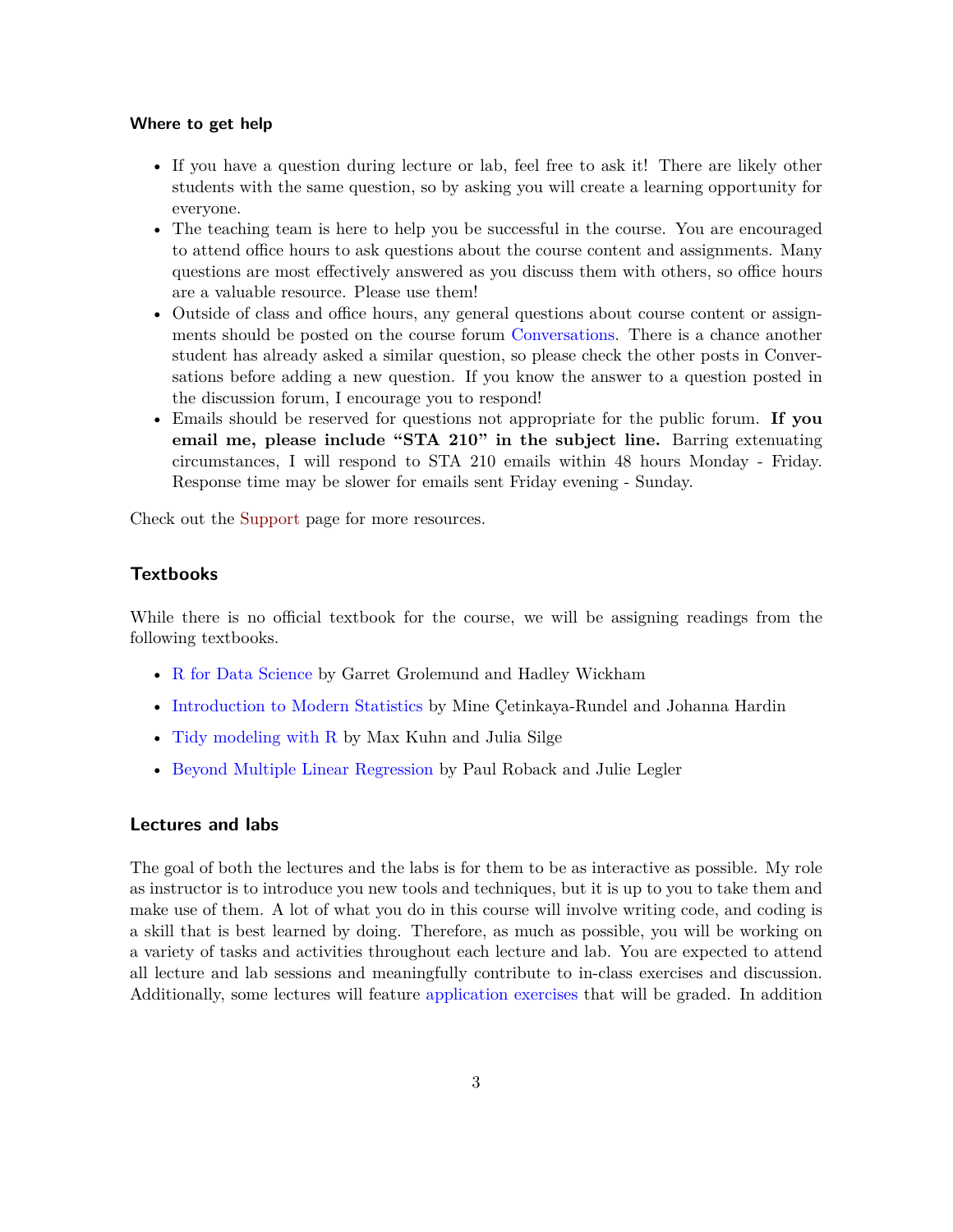### Where to get help

- If you have a question during lecture or lab, feel free to ask it! There are likely other students with the same question, so by asking you will create a learning opportunity for everyone.
- The teaching team is here to help you be successful in the course. You are encouraged to attend office hours to ask questions about the course content and assignments. Many questions are most effectively answered as you discuss them with others, so office hours are a valuable resource. Please use them!
- Outside of class and office hours, any general questions about course content or assignments should be posted on the course forum Conversations. There is a chance another student has already asked a similar question, so please check the other posts in Conversations before adding a new question. If you know the answer to a question posted in the discussion forum, I encourage you to respond!
- Emails should be reserved for questions not appropriate for the public forum. **If you email me, please include "STA 210" in the subject line.** Barring extenuating circumstances, I will respond to STA 210 emails within 48 hours Monday - Friday. Response time may be slower for emails sent Friday evening - Sunday.

Check out the Support page for more resources.

### Textbooks

While there is no official textbook for the course, we will be assigning readings from the following textbooks.

- R for Data Science by Garret Grolemund and Hadley Wickham
- Introduction to Modern Statistics by Mine Çetinkaya-Rundel and Johanna Hardin
- Tidy modeling with R by Max Kuhn and Julia Silge
- Beyond Multiple Linear Regression by Paul Roback and Julie Legler

### Lectures and labs

The goal of both the lectures and the labs is for them to be as interactive as possible. My role as instructor is to introduce you new tools and techniques, but it is up to you to take them and make use of them. A lot of what you do in this course will involve writing code, and coding is a skill that is best learned by doing. Therefore, as much as possible, you will be working on a variety of tasks and activities throughout each lecture and lab. You are expected to attend all lecture and lab sessions and meaningfully contribute to in-class exercises and discussion. Additionally, some lectures will feature application exercises that will be graded. In addition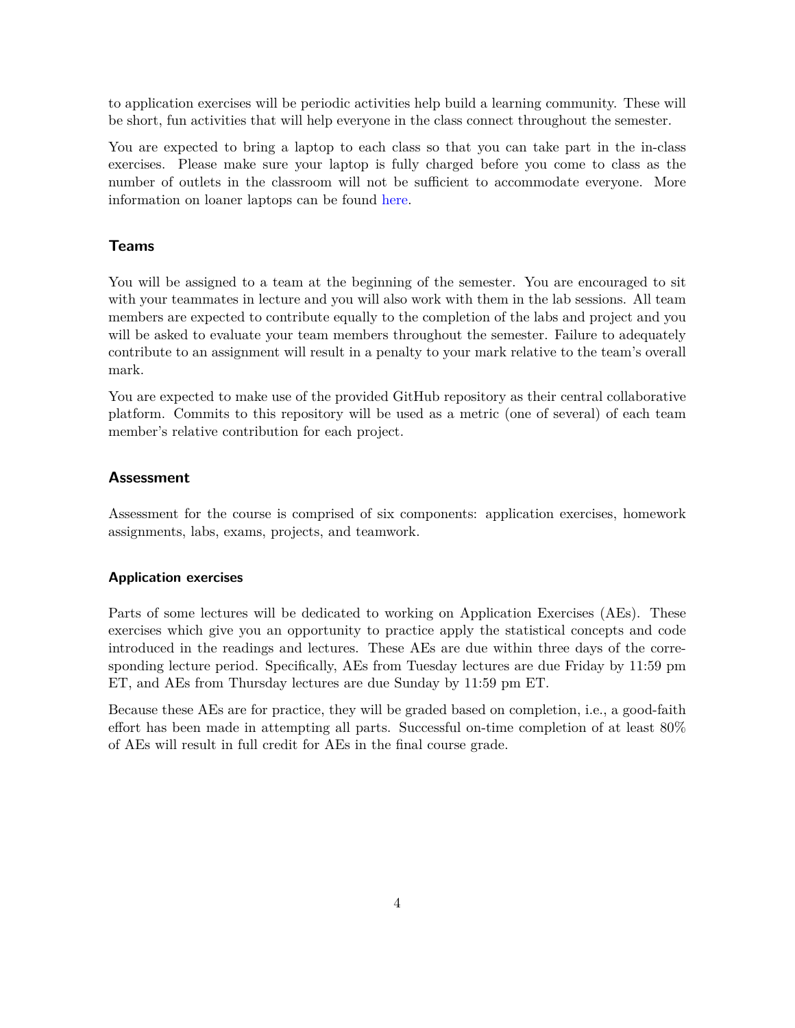to application exercises will be periodic activities help build a learning community. These will be short, fun activities that will help everyone in the class connect throughout the semester.

You are expected to bring a laptop to each class so that you can take part in the in-class exercises. Please make sure your laptop is fully charged before you come to class as the number of outlets in the classroom will not be sufficient to accommodate everyone. More information on loaner laptops can be found here.

### Teams

You will be assigned to a team at the beginning of the semester. You are encouraged to sit with your teammates in lecture and you will also work with them in the lab sessions. All team members are expected to contribute equally to the completion of the labs and project and you will be asked to evaluate your team members throughout the semester. Failure to adequately contribute to an assignment will result in a penalty to your mark relative to the team's overall mark.

You are expected to make use of the provided GitHub repository as their central collaborative platform. Commits to this repository will be used as a metric (one of several) of each team member's relative contribution for each project.

### Assessment

Assessment for the course is comprised of six components: application exercises, homework assignments, labs, exams, projects, and teamwork.

#### Application exercises

Parts of some lectures will be dedicated to working on Application Exercises (AEs). These exercises which give you an opportunity to practice apply the statistical concepts and code introduced in the readings and lectures. These AEs are due within three days of the corresponding lecture period. Specifically, AEs from Tuesday lectures are due Friday by 11:59 pm ET, and AEs from Thursday lectures are due Sunday by 11:59 pm ET.

Because these AEs are for practice, they will be graded based on completion, i.e., a good-faith effort has been made in attempting all parts. Successful on-time completion of at least 80% of AEs will result in full credit for AEs in the final course grade.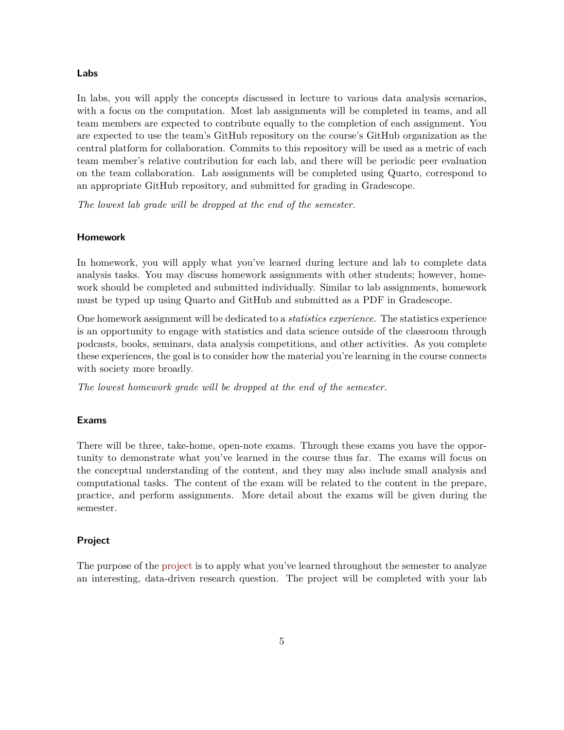### Labs

In labs, you will apply the concepts discussed in lecture to various data analysis scenarios, with a focus on the computation. Most lab assignments will be completed in teams, and all team members are expected to contribute equally to the completion of each assignment. You are expected to use the team's GitHub repository on the course's GitHub organization as the central platform for collaboration. Commits to this repository will be used as a metric of each team member's relative contribution for each lab, and there will be periodic peer evaluation on the team collaboration. Lab assignments will be completed using Quarto, correspond to an appropriate GitHub repository, and submitted for grading in Gradescope.

*The lowest lab grade will be dropped at the end of the semester.*

### Homework

In homework, you will apply what you've learned during lecture and lab to complete data analysis tasks. You may discuss homework assignments with other students; however, homework should be completed and submitted individually. Similar to lab assignments, homework must be typed up using Quarto and GitHub and submitted as a PDF in Gradescope.

One homework assignment will be dedicated to a *statistics experience*. The statistics experience is an opportunity to engage with statistics and data science outside of the classroom through podcasts, books, seminars, data analysis competitions, and other activities. As you complete these experiences, the goal is to consider how the material you're learning in the course connects with society more broadly.

*The lowest homework grade will be dropped at the end of the semester.*

### Exams

There will be three, take-home, open-note exams. Through these exams you have the opportunity to demonstrate what you've learned in the course thus far. The exams will focus on the conceptual understanding of the content, and they may also include small analysis and computational tasks. The content of the exam will be related to the content in the prepare, practice, and perform assignments. More detail about the exams will be given during the semester.

### Project

The purpose of the project is to apply what you've learned throughout the semester to analyze an interesting, data-driven research question. The project will be completed with your lab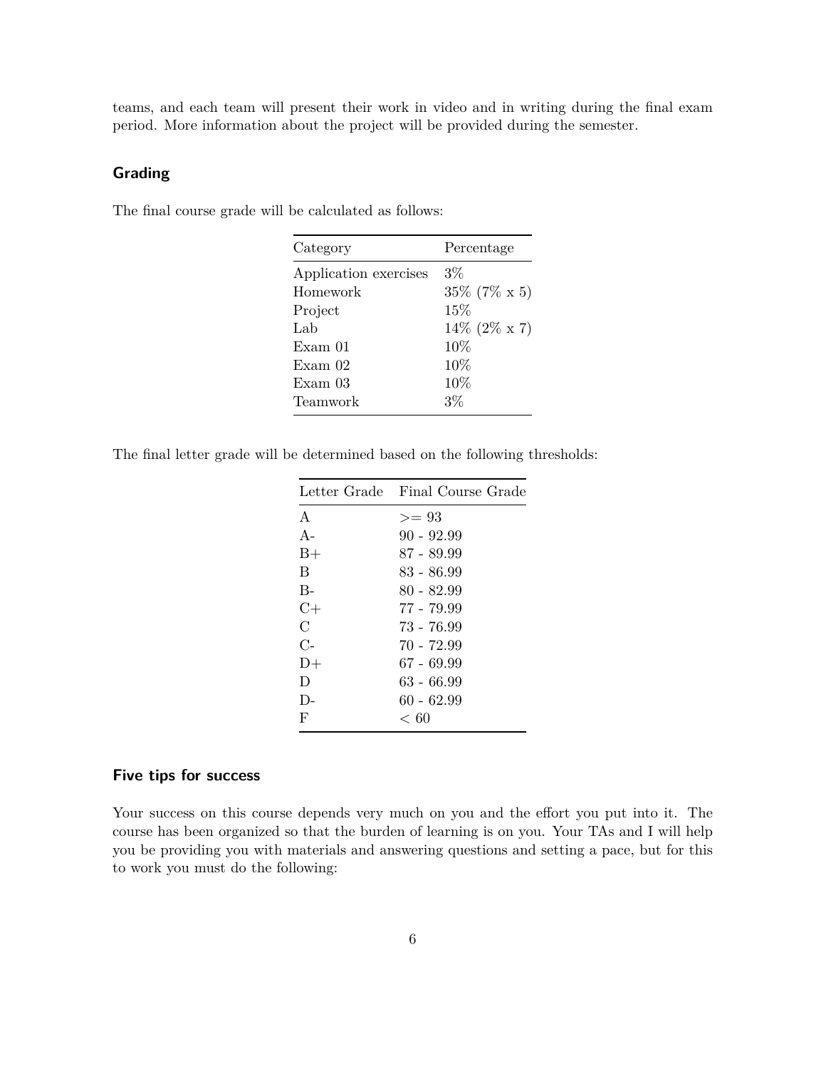teams, and each team will present their work in video and in writing during the final exam period. More information about the project will be provided during the semester.

### Grading

The final course grade will be calculated as follows:

| Category | Percentage |
| --- | --- |
| Application exercises | 3% |
| Homework | 35% (7% x 5) |
| Project | 15% |
| Lab | 14% (2% x 7) |
| Exam 01 | 10% |
| Exam 02 | 10% |
| Exam 03 | 10% |
| Teamwork | 3% |

The final letter grade will be determined based on the following thresholds:

| Letter Grade | Final Course Grade |
| --- | --- |
| A | >= 93 |
| A- | 90 - 92.99 |
| B+ | 87 - 89.99 |
| B | 83 - 86.99 |
| B- | 80 - 82.99 |
| C+ | 77 - 79.99 |
| C | 73 - 76.99 |
| C- | 70 - 72.99 |
| D+ | 67 - 69.99 |
| D | 63 - 66.99 |
| D- | 60 - 62.99 |
| F | < 60 |

### Five tips for success

Your success on this course depends very much on you and the effort you put into it. The course has been organized so that the burden of learning is on you. Your TAs and I will help you be providing you with materials and answering questions and setting a pace, but for this to work you must do the following: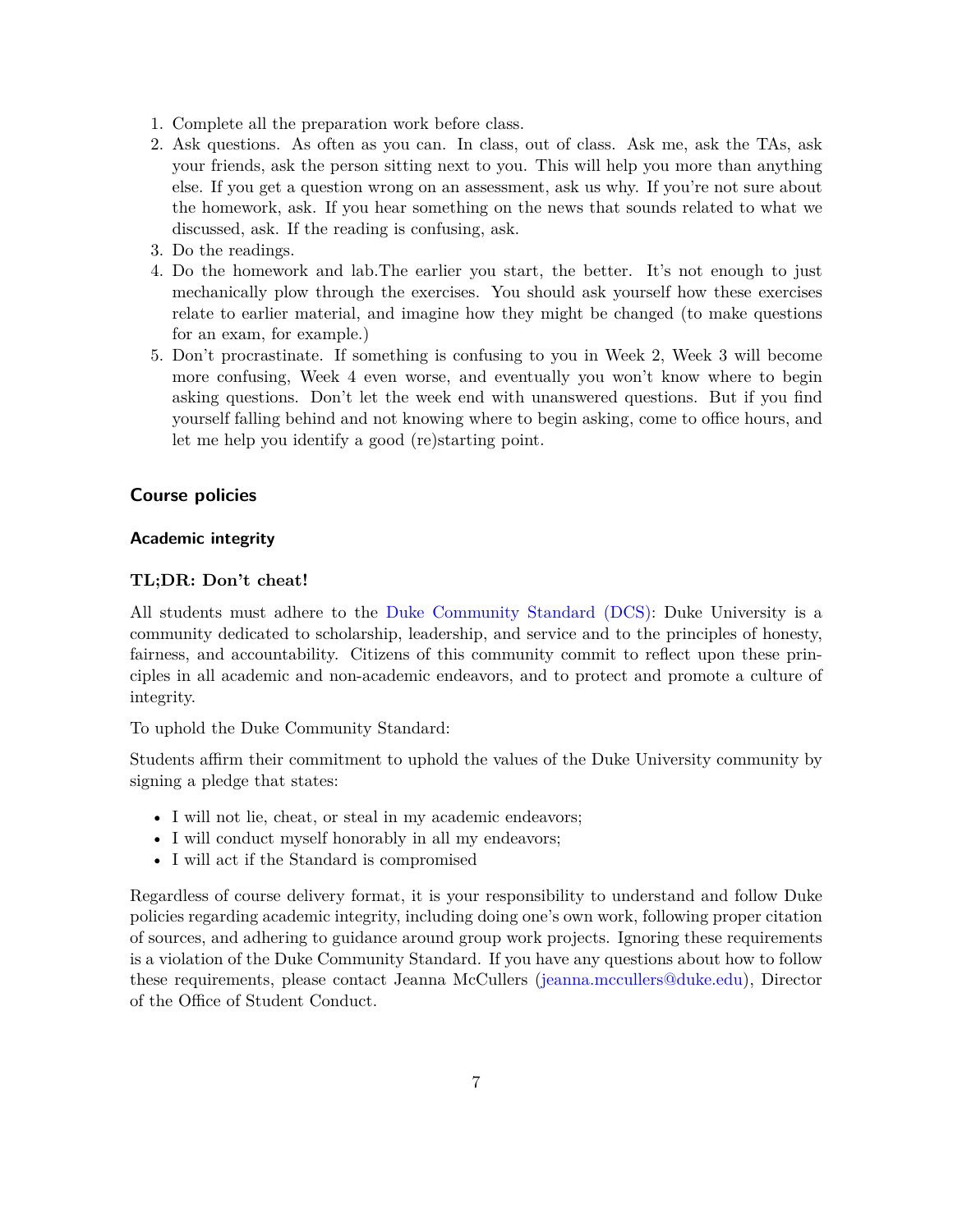1. Complete all the preparation work before class.
2. Ask questions. As often as you can. In class, out of class. Ask me, ask the TAs, ask your friends, ask the person sitting next to you. This will help you more than anything else. If you get a question wrong on an assessment, ask us why. If you're not sure about the homework, ask. If you hear something on the news that sounds related to what we discussed, ask. If the reading is confusing, ask.
3. Do the readings.
4. Do the homework and lab.The earlier you start, the better. It's not enough to just mechanically plow through the exercises. You should ask yourself how these exercises relate to earlier material, and imagine how they might be changed (to make questions for an exam, for example.)
5. Don't procrastinate. If something is confusing to you in Week 2, Week 3 will become more confusing, Week 4 even worse, and eventually you won't know where to begin asking questions. Don't let the week end with unanswered questions. But if you find yourself falling behind and not knowing where to begin asking, come to office hours, and let me help you identify a good (re)starting point.

## Course policies

### Academic integrity

**TL;DR: Don't cheat!**

All students must adhere to the Duke Community Standard (DCS): Duke University is a community dedicated to scholarship, leadership, and service and to the principles of honesty, fairness, and accountability. Citizens of this community commit to reflect upon these principles in all academic and non-academic endeavors, and to protect and promote a culture of integrity.

To uphold the Duke Community Standard:

Students affirm their commitment to uphold the values of the Duke University community by signing a pledge that states:

- I will not lie, cheat, or steal in my academic endeavors;
- I will conduct myself honorably in all my endeavors;
- I will act if the Standard is compromised

Regardless of course delivery format, it is your responsibility to understand and follow Duke policies regarding academic integrity, including doing one's own work, following proper citation of sources, and adhering to guidance around group work projects. Ignoring these requirements is a violation of the Duke Community Standard. If you have any questions about how to follow these requirements, please contact Jeanna McCullers (jeanna.mccullers@duke.edu), Director of the Office of Student Conduct.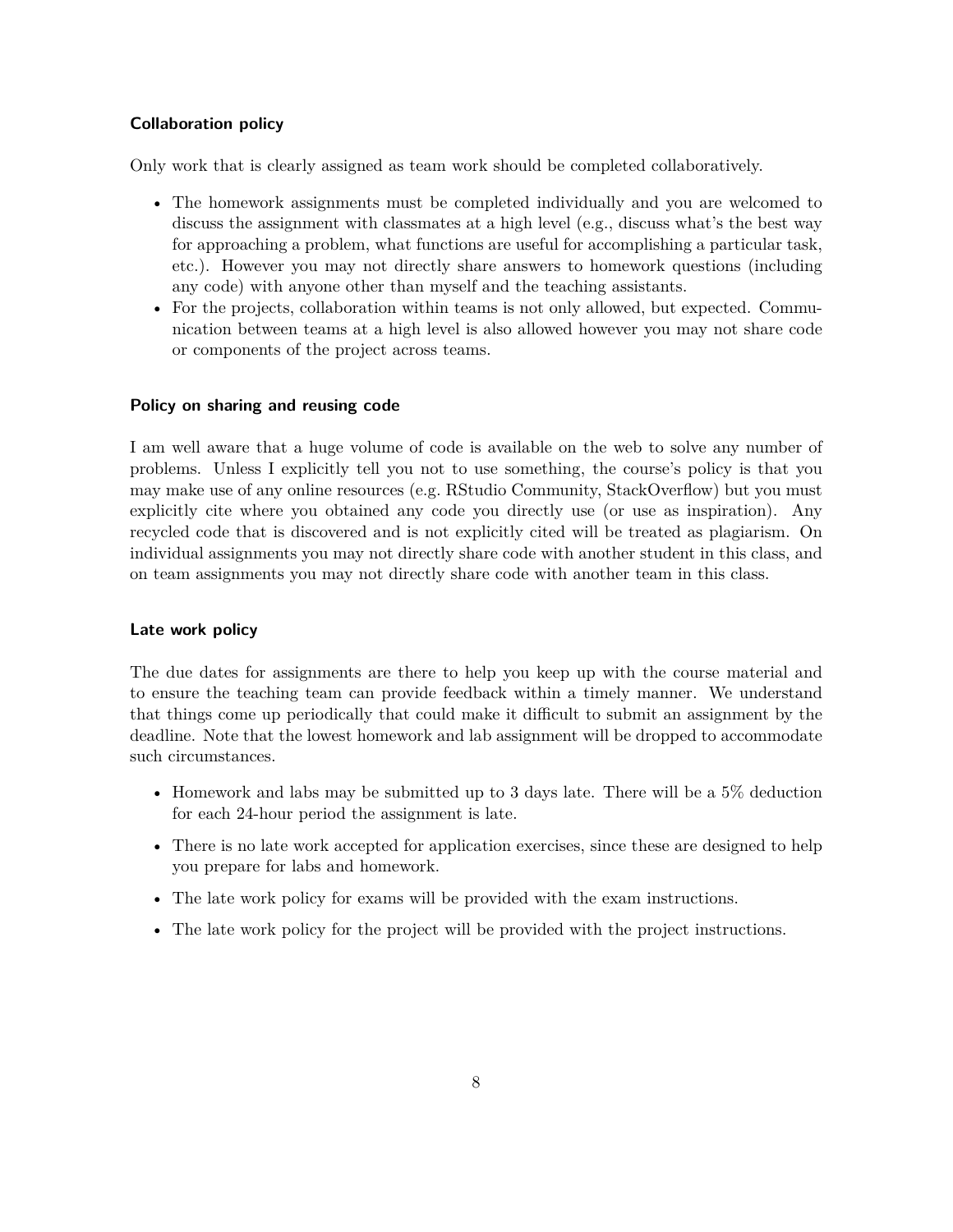### Collaboration policy

Only work that is clearly assigned as team work should be completed collaboratively.

- The homework assignments must be completed individually and you are welcomed to discuss the assignment with classmates at a high level (e.g., discuss what's the best way for approaching a problem, what functions are useful for accomplishing a particular task, etc.). However you may not directly share answers to homework questions (including any code) with anyone other than myself and the teaching assistants.
- For the projects, collaboration within teams is not only allowed, but expected. Communication between teams at a high level is also allowed however you may not share code or components of the project across teams.

### Policy on sharing and reusing code

I am well aware that a huge volume of code is available on the web to solve any number of problems. Unless I explicitly tell you not to use something, the course's policy is that you may make use of any online resources (e.g. RStudio Community, StackOverflow) but you must explicitly cite where you obtained any code you directly use (or use as inspiration). Any recycled code that is discovered and is not explicitly cited will be treated as plagiarism. On individual assignments you may not directly share code with another student in this class, and on team assignments you may not directly share code with another team in this class.

### Late work policy

The due dates for assignments are there to help you keep up with the course material and to ensure the teaching team can provide feedback within a timely manner. We understand that things come up periodically that could make it difficult to submit an assignment by the deadline. Note that the lowest homework and lab assignment will be dropped to accommodate such circumstances.

- Homework and labs may be submitted up to 3 days late. There will be a 5% deduction for each 24-hour period the assignment is late.
- There is no late work accepted for application exercises, since these are designed to help you prepare for labs and homework.
- The late work policy for exams will be provided with the exam instructions.
- The late work policy for the project will be provided with the project instructions.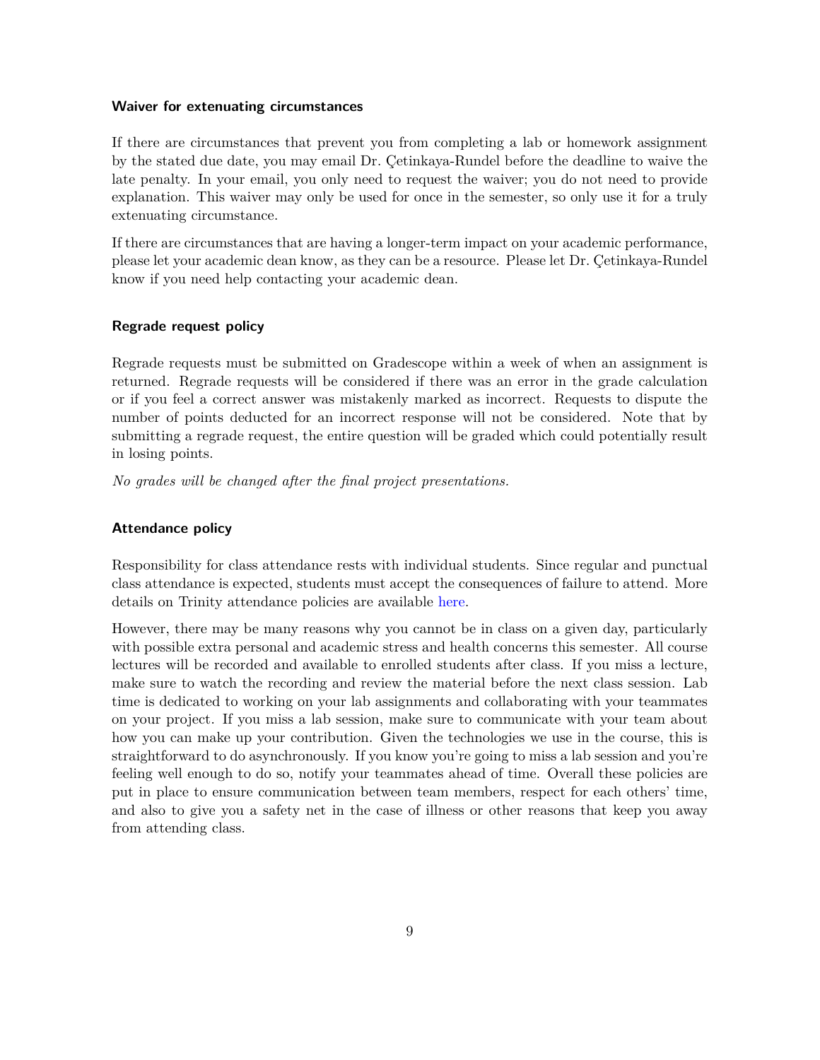### Waiver for extenuating circumstances

If there are circumstances that prevent you from completing a lab or homework assignment by the stated due date, you may email Dr. Çetinkaya-Rundel before the deadline to waive the late penalty. In your email, you only need to request the waiver; you do not need to provide explanation. This waiver may only be used for once in the semester, so only use it for a truly extenuating circumstance.

If there are circumstances that are having a longer-term impact on your academic performance, please let your academic dean know, as they can be a resource. Please let Dr. Çetinkaya-Rundel know if you need help contacting your academic dean.

### Regrade request policy

Regrade requests must be submitted on Gradescope within a week of when an assignment is returned. Regrade requests will be considered if there was an error in the grade calculation or if you feel a correct answer was mistakenly marked as incorrect. Requests to dispute the number of points deducted for an incorrect response will not be considered. Note that by submitting a regrade request, the entire question will be graded which could potentially result in losing points.

*No grades will be changed after the final project presentations.*

### Attendance policy

Responsibility for class attendance rests with individual students. Since regular and punctual class attendance is expected, students must accept the consequences of failure to attend. More details on Trinity attendance policies are available here.

However, there may be many reasons why you cannot be in class on a given day, particularly with possible extra personal and academic stress and health concerns this semester. All course lectures will be recorded and available to enrolled students after class. If you miss a lecture, make sure to watch the recording and review the material before the next class session. Lab time is dedicated to working on your lab assignments and collaborating with your teammates on your project. If you miss a lab session, make sure to communicate with your team about how you can make up your contribution. Given the technologies we use in the course, this is straightforward to do asynchronously. If you know you're going to miss a lab session and you're feeling well enough to do so, notify your teammates ahead of time. Overall these policies are put in place to ensure communication between team members, respect for each others' time, and also to give you a safety net in the case of illness or other reasons that keep you away from attending class.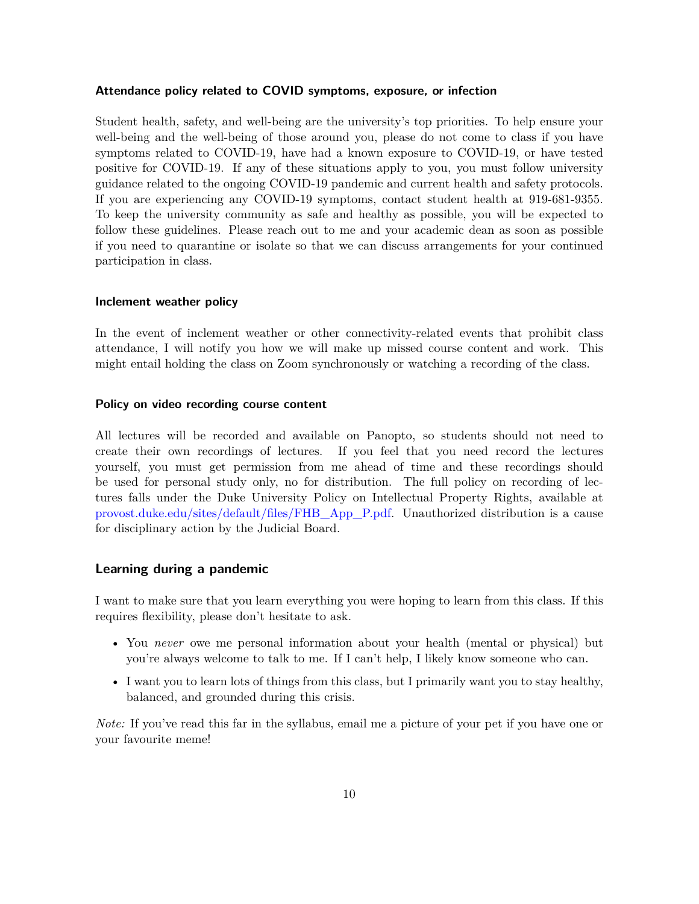#### Attendance policy related to COVID symptoms, exposure, or infection

Student health, safety, and well-being are the university's top priorities. To help ensure your well-being and the well-being of those around you, please do not come to class if you have symptoms related to COVID-19, have had a known exposure to COVID-19, or have tested positive for COVID-19. If any of these situations apply to you, you must follow university guidance related to the ongoing COVID-19 pandemic and current health and safety protocols. If you are experiencing any COVID-19 symptoms, contact student health at 919-681-9355. To keep the university community as safe and healthy as possible, you will be expected to follow these guidelines. Please reach out to me and your academic dean as soon as possible if you need to quarantine or isolate so that we can discuss arrangements for your continued participation in class.

#### Inclement weather policy

In the event of inclement weather or other connectivity-related events that prohibit class attendance, I will notify you how we will make up missed course content and work. This might entail holding the class on Zoom synchronously or watching a recording of the class.

#### Policy on video recording course content

All lectures will be recorded and available on Panopto, so students should not need to create their own recordings of lectures. If you feel that you need record the lectures yourself, you must get permission from me ahead of time and these recordings should be used for personal study only, no for distribution. The full policy on recording of lectures falls under the Duke University Policy on Intellectual Property Rights, available at provost.duke.edu/sites/default/files/FHB_App_P.pdf. Unauthorized distribution is a cause for disciplinary action by the Judicial Board.

### Learning during a pandemic

I want to make sure that you learn everything you were hoping to learn from this class. If this requires flexibility, please don't hesitate to ask.

- You *never* owe me personal information about your health (mental or physical) but you're always welcome to talk to me. If I can't help, I likely know someone who can.
- I want you to learn lots of things from this class, but I primarily want you to stay healthy, balanced, and grounded during this crisis.

*Note:* If you've read this far in the syllabus, email me a picture of your pet if you have one or your favourite meme!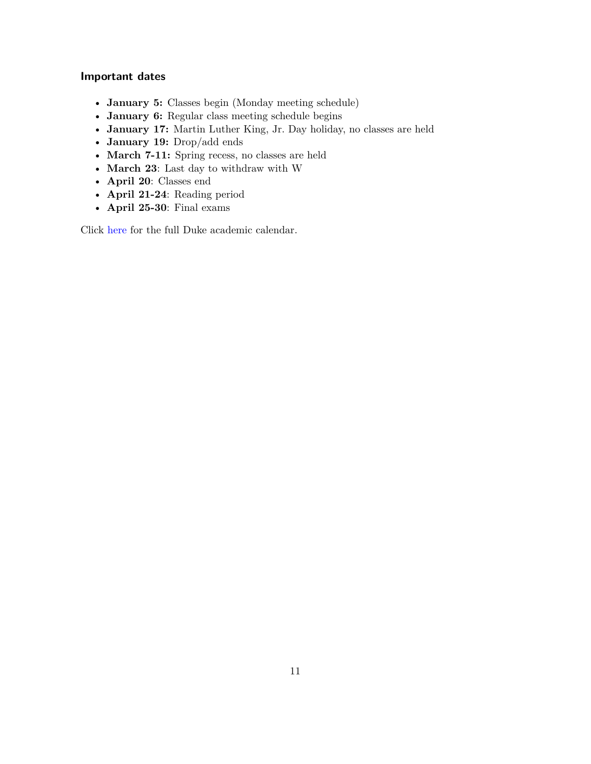### Important dates

- **January 5:** Classes begin (Monday meeting schedule)
- **January 6:** Regular class meeting schedule begins
- **January 17:** Martin Luther King, Jr. Day holiday, no classes are held
- **January 19:** Drop/add ends
- **March 7-11:** Spring recess, no classes are held
- **March 23**: Last day to withdraw with W
- **April 20**: Classes end
- **April 21-24**: Reading period
- **April 25-30**: Final exams

Click here for the full Duke academic calendar.